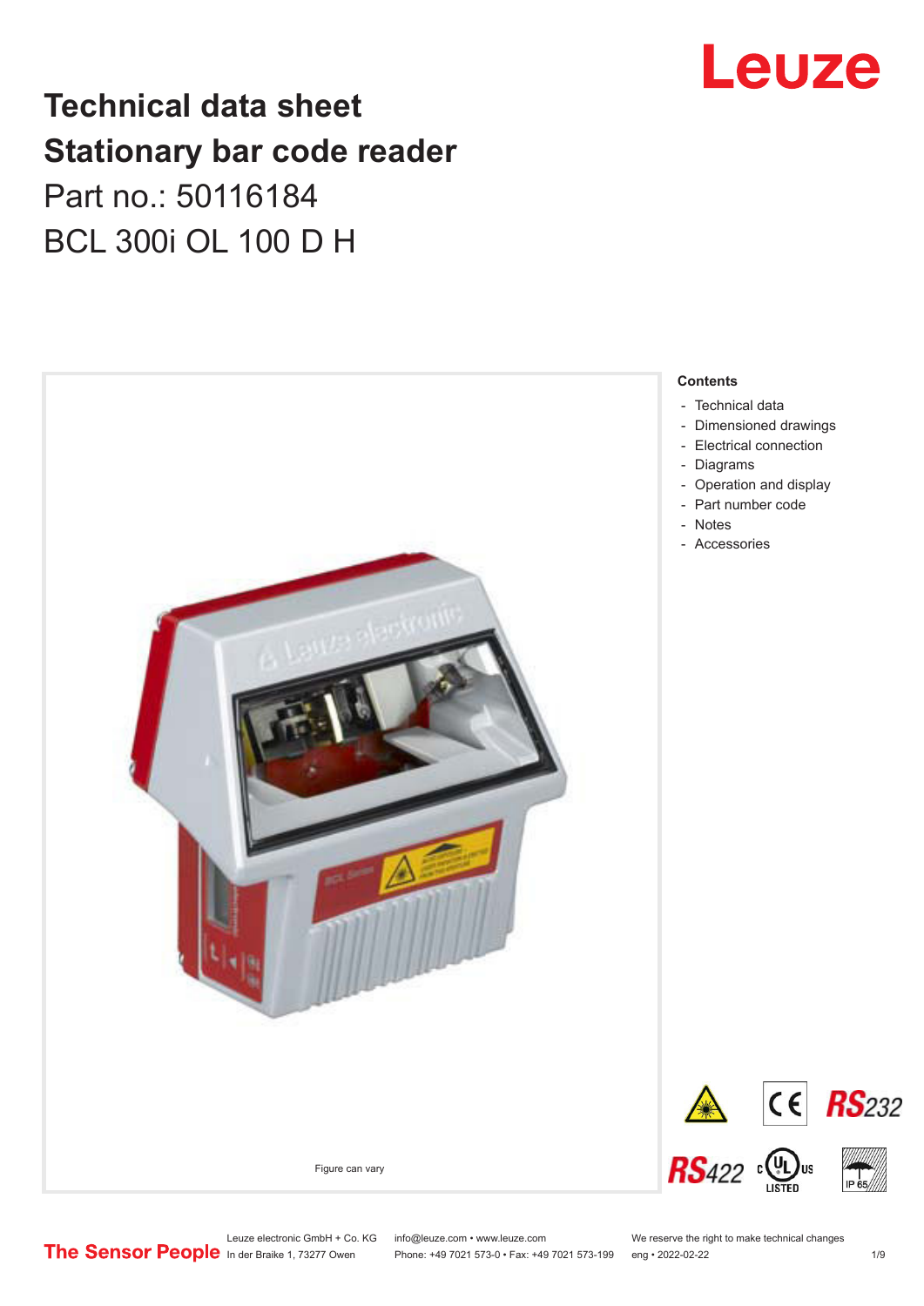# Technical data sheet
# Stationary bar code reader

Part no.: 50116184

BCL 300i OL 100 D H

Figure can vary

**Contents**

- Technical data
- Dimensioned drawings
- Electrical connection
- Diagrams
- Operation and display
- Part number code
- Notes
- Accessories

Leuze electronic GmbH + Co. KG
In der Braike 1, 73277 Owen

info@leuze.com • www.leuze.com
Phone: +49 7021 573-0 • Fax: +49 7021 573-199

We reserve the right to make technical changes
eng • 2022-02-22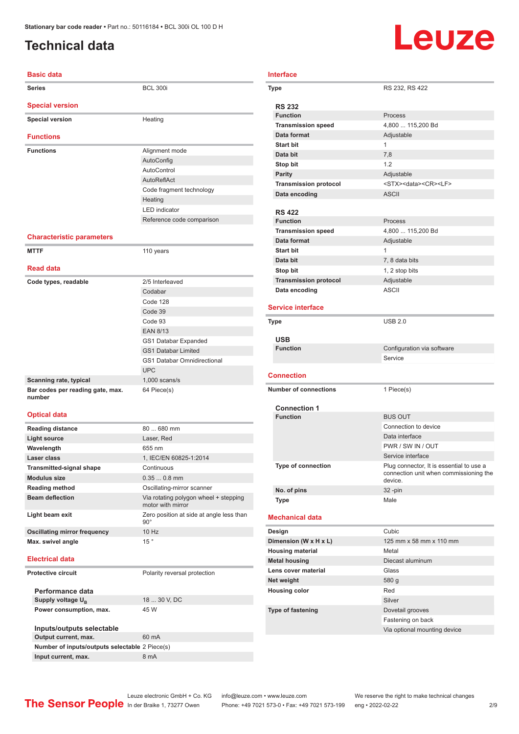# Technical data

## Basic data

| | |
|---|---|
| Series | BCL 300i |

## Special version

| | |
|---|---|
| Special version | Heating |

## Functions

| | |
|---|---|
| Functions | Alignment mode |
| | AutoConfig |
| | AutoControl |
| | AutoReflAct |
| | Code fragment technology |
| | Heating |
| | LED indicator |
| | Reference code comparison |

## Characteristic parameters

| | |
|---|---|
| MTTF | 110 years |

## Read data

| | |
|---|---|
| Code types, readable | 2/5 Interleaved |
| | Codabar |
| | Code 128 |
| | Code 39 |
| | Code 93 |
| | EAN 8/13 |
| | GS1 Databar Expanded |
| | GS1 Databar Limited |
| | GS1 Databar Omnidirectional |
| | UPC |
| Scanning rate, typical | 1,000 scans/s |
| Bar codes per reading gate, max. number | 64 Piece(s) |

## Optical data

| | |
|---|---|
| Reading distance | 80 ... 680 mm |
| Light source | Laser, Red |
| Wavelength | 655 nm |
| Laser class | 1, IEC/EN 60825-1:2014 |
| Transmitted-signal shape | Continuous |
| Modulus size | 0.35 ... 0.8 mm |
| Reading method | Oscillating-mirror scanner |
| Beam deflection | Via rotating polygon wheel + stepping motor with mirror |
| Light beam exit | Zero position at side at angle less than 90° |
| Oscillating mirror frequency | 10 Hz |
| Max. swivel angle | 15 ° |

## Electrical data

| | |
|---|---|
| Protective circuit | Polarity reversal protection |

### Performance data

| | |
|---|---|
| Supply voltage $U_B$ | 18 ... 30 V, DC |
| Power consumption, max. | 45 W |

### Inputs/outputs selectable

| | |
|---|---|
| Output current, max. | 60 mA |
| Number of inputs/outputs selectable | 2 Piece(s) |
| Input current, max. | 8 mA |

## Interface

| | |
|---|---|
| Type | RS 232, RS 422 |

### RS 232

| | |
|---|---|
| Function | Process |
| Transmission speed | 4,800 ... 115,200 Bd |
| Data format | Adjustable |
| Start bit | 1 |
| Data bit | 7,8 |
| Stop bit | 1.2 |
| Parity | Adjustable |
| Transmission protocol | <STX><data><CR><LF> |
| Data encoding | ASCII |

### RS 422

| | |
|---|---|
| Function | Process |
| Transmission speed | 4,800 ... 115,200 Bd |
| Data format | Adjustable |
| Start bit | 1 |
| Data bit | 7, 8 data bits |
| Stop bit | 1, 2 stop bits |
| Transmission protocol | Adjustable |
| Data encoding | ASCII |

## Service interface

| | |
|---|---|
| Type | USB 2.0 |

### USB

| | |
|---|---|
| Function | Configuration via software |
| | Service |

## Connection

| | |
|---|---|
| Number of connections | 1 Piece(s) |

### Connection 1

| | |
|---|---|
| Function | BUS OUT |
| | Connection to device |
| | Data interface |
| | PWR / SW IN / OUT |
| | Service interface |
| Type of connection | Plug connector, It is essential to use a connection unit when commissioning the device. |
| No. of pins | 32 -pin |
| Type | Male |

## Mechanical data

| | |
|---|---|
| Design | Cubic |
| Dimension (W x H x L) | 125 mm x 58 mm x 110 mm |
| Housing material | Metal |
| Metal housing | Diecast aluminum |
| Lens cover material | Glass |
| Net weight | 580 g |
| Housing color | Red |
| | Silver |
| Type of fastening | Dovetail grooves |
| | Fastening on back |
| | Via optional mounting device |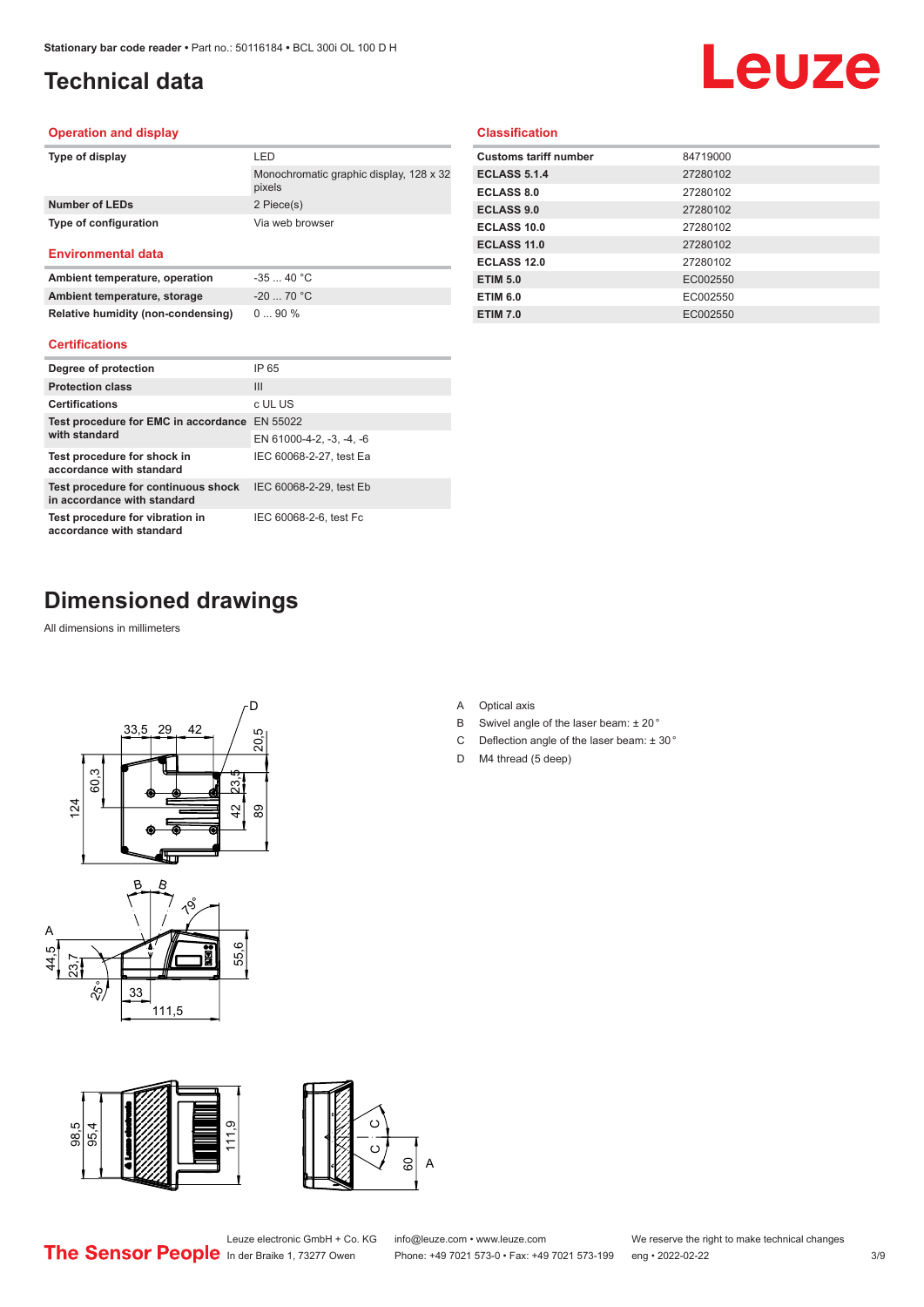# Technical data

## Operation and display

| | |
|---|---|
| **Type of display** | LED |
| | Monochromatic graphic display, 128 x 32 pixels |
| **Number of LEDs** | 2 Piece(s) |
| **Type of configuration** | Via web browser |

## Environmental data

| | |
|---|---|
| **Ambient temperature, operation** | -35 ... 40 °C |
| **Ambient temperature, storage** | -20 ... 70 °C |
| **Relative humidity (non-condensing)** | 0 ... 90 % |

## Certifications

| | |
|---|---|
| **Degree of protection** | IP 65 |
| **Protection class** | III |
| **Certifications** | c UL US |
| **Test procedure for EMC in accordance with standard** | EN 55022 |
| | EN 61000-4-2, -3, -4, -6 |
| **Test procedure for shock in accordance with standard** | IEC 60068-2-27, test Ea |
| **Test procedure for continuous shock in accordance with standard** | IEC 60068-2-29, test Eb |
| **Test procedure for vibration in accordance with standard** | IEC 60068-2-6, test Fc |

## Classification

| | |
|---|---|
| **Customs tariff number** | 84719000 |
| **ECLASS 5.1.4** | 27280102 |
| **ECLASS 8.0** | 27280102 |
| **ECLASS 9.0** | 27280102 |
| **ECLASS 10.0** | 27280102 |
| **ECLASS 11.0** | 27280102 |
| **ECLASS 12.0** | 27280102 |
| **ETIM 5.0** | EC002550 |
| **ETIM 6.0** | EC002550 |
| **ETIM 7.0** | EC002550 |

# Dimensioned drawings

All dimensions in millimeters

- A Optical axis
- B Swivel angle of the laser beam: ± 20 °
- C Deflection angle of the laser beam: ± 30 °
- D M4 thread (5 deep)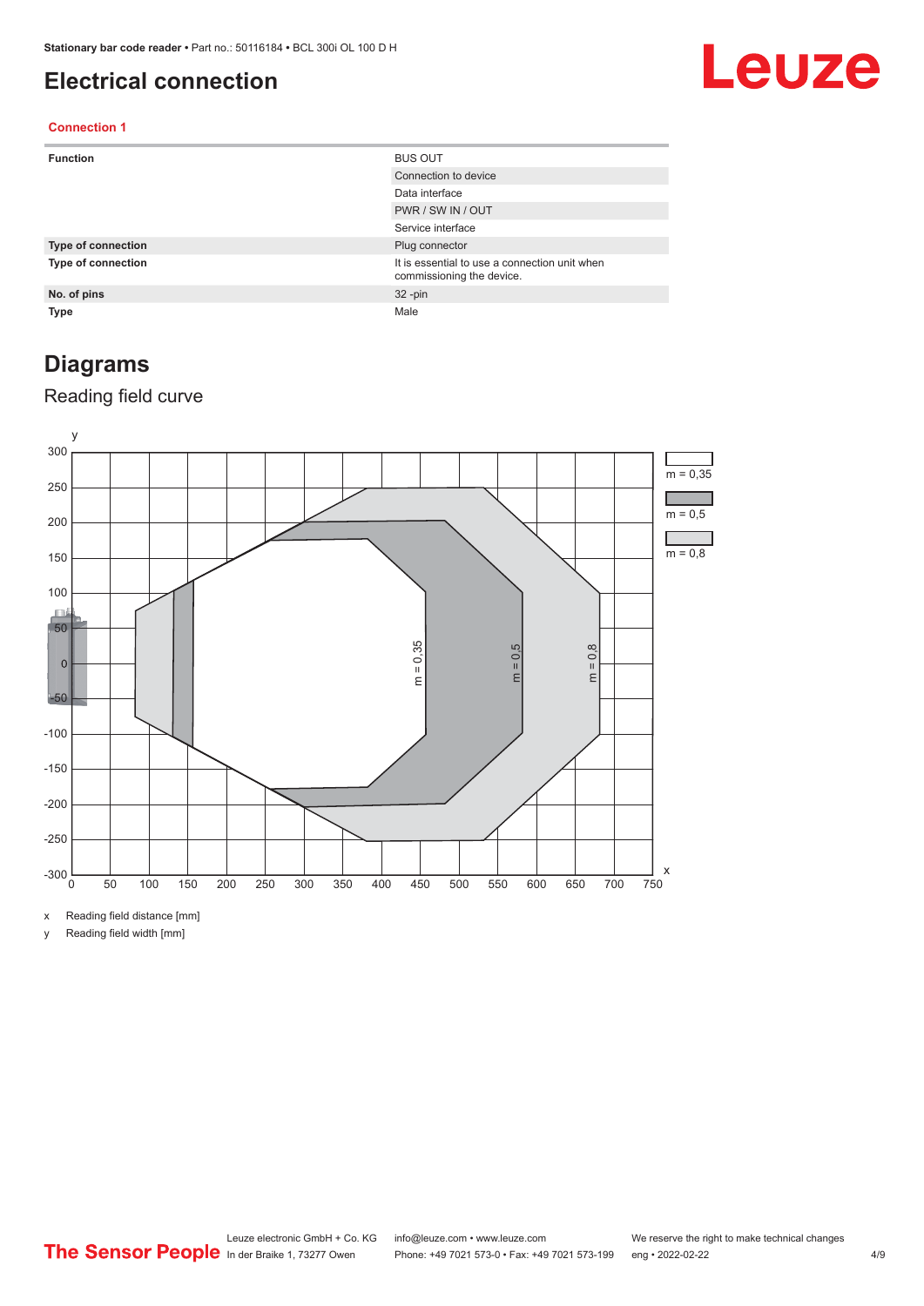# Electrical connection

### Connection 1

| Function | BUS OUT |
|---|---|
| | Connection to device |
| | Data interface |
| | PWR / SW IN / OUT |
| | Service interface |
| Type of connection | Plug connector |
| Type of connection | It is essential to use a connection unit when commissioning the device. |
| No. of pins | 32 -pin |
| Type | Male |

## Diagrams

### Reading field curve

x Reading field distance [mm]

y Reading field width [mm]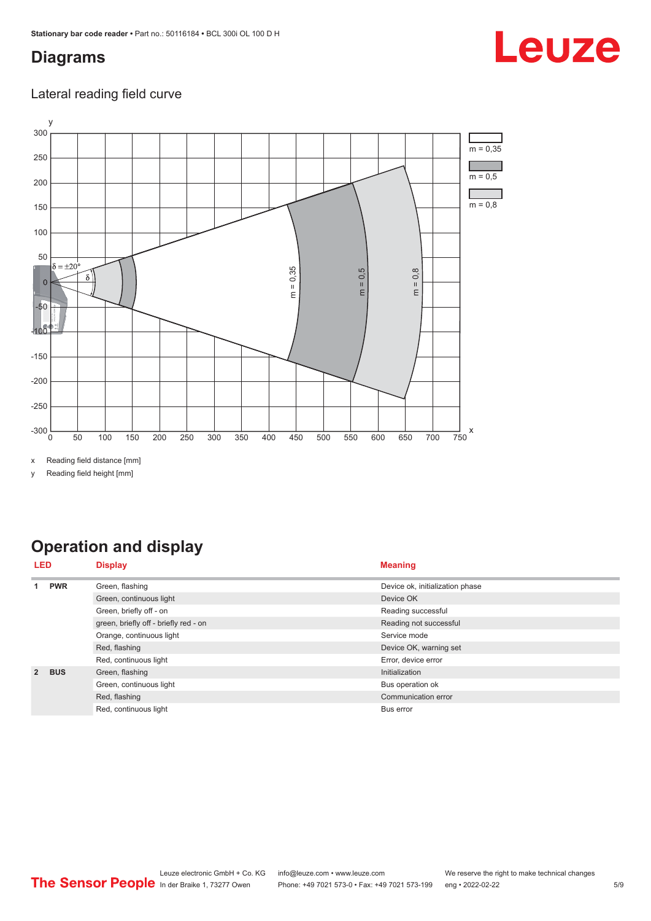## Diagrams

### Lateral reading field curve

x Reading field distance [mm]

y Reading field height [mm]

## Operation and display

| LED | | Display | Meaning |
|---|---|---|---|
| 1 | PWR | Green, flashing | Device ok, initialization phase |
| | | Green, continuous light | Device OK |
| | | Green, briefly off - on | Reading successful |
| | | green, briefly off - briefly red - on | Reading not successful |
| | | Orange, continuous light | Service mode |
| | | Red, flashing | Device OK, warning set |
| | | Red, continuous light | Error, device error |
| 2 | BUS | Green, flashing | Initialization |
| | | Green, continuous light | Bus operation ok |
| | | Red, flashing | Communication error |
| | | Red, continuous light | Bus error |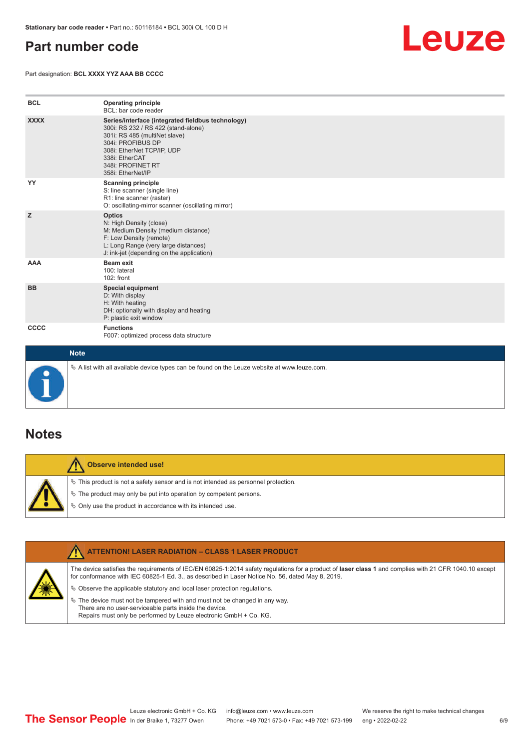# Part number code

Part designation: **BCL XXXX YYZ AAA BB CCCC**

| | |
|---|---|
| **BCL** | **Operating principle**<br>BCL: bar code reader |
| **XXXX** | **Series/interface (integrated fieldbus technology)**<br>300i: RS 232 / RS 422 (stand-alone)<br>301i: RS 485 (multiNet slave)<br>304i: PROFIBUS DP<br>308i: EtherNet TCP/IP, UDP<br>338i: EtherCAT<br>348i: PROFINET RT<br>358i: EtherNet/IP |
| **YY** | **Scanning principle**<br>S: line scanner (single line)<br>R1: line scanner (raster)<br>O: oscillating-mirror scanner (oscillating mirror) |
| **Z** | **Optics**<br>N: High Density (close)<br>M: Medium Density (medium distance)<br>F: Low Density (remote)<br>L: Long Range (very large distances)<br>J: ink-jet (depending on the application) |
| **AAA** | **Beam exit**<br>100: lateral<br>102: front |
| **BB** | **Special equipment**<br>D: With display<br>H: With heating<br>DH: optionally with display and heating<br>P: plastic exit window |
| **CCCC** | **Functions**<br>F007: optimized process data structure |

**Note**

↳ A list with all available device types can be found on the Leuze website at www.leuze.com.

# Notes

**Observe intended use!**

↳ This product is not a safety sensor and is not intended as personnel protection.

↳ The product may only be put into operation by competent persons.

↳ Only use the product in accordance with its intended use.

**ATTENTION! LASER RADIATION – CLASS 1 LASER PRODUCT**

The device satisfies the requirements of IEC/EN 60825-1:2014 safety regulations for a product of **laser class 1** and complies with 21 CFR 1040.10 except for conformance with IEC 60825-1 Ed. 3., as described in Laser Notice No. 56, dated May 8, 2019.

↳ Observe the applicable statutory and local laser protection regulations.

↳ The device must not be tampered with and must not be changed in any way.
There are no user-serviceable parts inside the device.
Repairs must only be performed by Leuze electronic GmbH + Co. KG.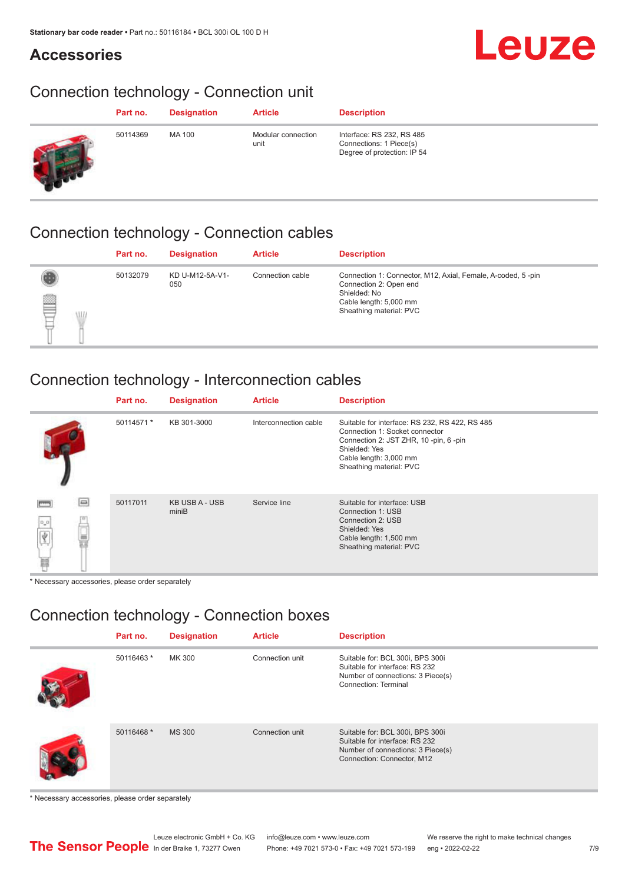# Accessories

## Connection technology - Connection unit

| Part no. | Designation | Article | Description |
|---|---|---|---|
| 50114369 | MA 100 | Modular connection unit | Interface: RS 232, RS 485<br>Connections: 1 Piece(s)<br>Degree of protection: IP 54 |

## Connection technology - Connection cables

| Part no. | Designation | Article | Description |
|---|---|---|---|
| 50132079 | KD U-M12-5A-V1-050 | Connection cable | Connection 1: Connector, M12, Axial, Female, A-coded, 5 -pin<br>Connection 2: Open end<br>Shielded: No<br>Cable length: 5,000 mm<br>Sheathing material: PVC |

## Connection technology - Interconnection cables

| Part no. | Designation | Article | Description |
|---|---|---|---|
| 50114571 * | KB 301-3000 | Interconnection cable | Suitable for interface: RS 232, RS 422, RS 485<br>Connection 1: Socket connector<br>Connection 2: JST ZHR, 10 -pin, 6 -pin<br>Shielded: Yes<br>Cable length: 3,000 mm<br>Sheathing material: PVC |
| 50117011 | KB USB A - USB miniB | Service line | Suitable for interface: USB<br>Connection 1: USB<br>Connection 2: USB<br>Shielded: Yes<br>Cable length: 1,500 mm<br>Sheathing material: PVC |

* Necessary accessories, please order separately

## Connection technology - Connection boxes

| Part no. | Designation | Article | Description |
|---|---|---|---|
| 50116463 * | MK 300 | Connection unit | Suitable for: BCL 300i, BPS 300i<br>Suitable for interface: RS 232<br>Number of connections: 3 Piece(s)<br>Connection: Terminal |
| 50116468 * | MS 300 | Connection unit | Suitable for: BCL 300i, BPS 300i<br>Suitable for interface: RS 232<br>Number of connections: 3 Piece(s)<br>Connection: Connector, M12 |

* Necessary accessories, please order separately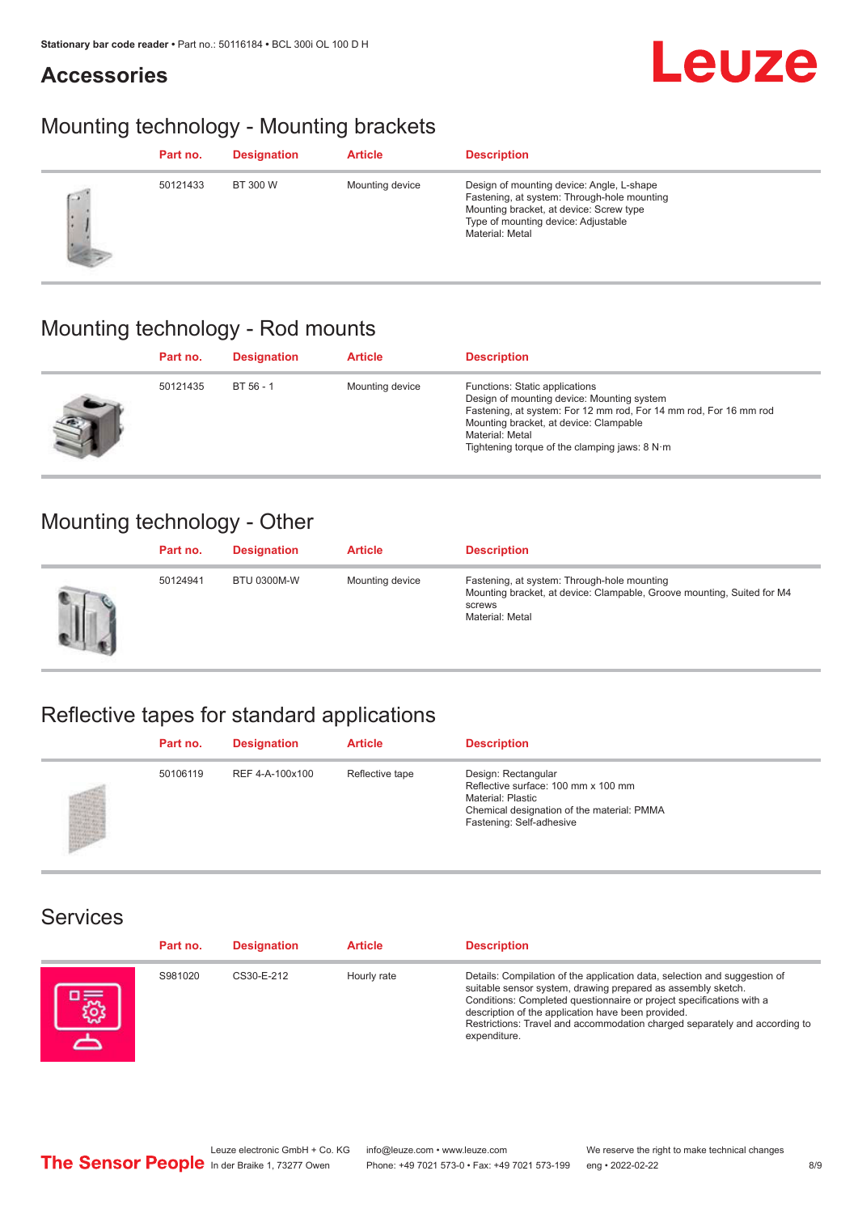## Accessories

### Mounting technology - Mounting brackets

| | Part no. | Designation | Article | Description |
|---|---|---|---|---|
| | 50121433 | BT 300 W | Mounting device | Design of mounting device: Angle, L-shape<br>Fastening, at system: Through-hole mounting<br>Mounting bracket, at device: Screw type<br>Type of mounting device: Adjustable<br>Material: Metal |

### Mounting technology - Rod mounts

| | Part no. | Designation | Article | Description |
|---|---|---|---|---|
| | 50121435 | BT 56 - 1 | Mounting device | Functions: Static applications<br>Design of mounting device: Mounting system<br>Fastening, at system: For 12 mm rod, For 14 mm rod, For 16 mm rod<br>Mounting bracket, at device: Clampable<br>Material: Metal<br>Tightening torque of the clamping jaws: 8 N·m |

### Mounting technology - Other

| | Part no. | Designation | Article | Description |
|---|---|---|---|---|
| | 50124941 | BTU 0300M-W | Mounting device | Fastening, at system: Through-hole mounting<br>Mounting bracket, at device: Clampable, Groove mounting, Suited for M4 screws<br>Material: Metal |

### Reflective tapes for standard applications

| | Part no. | Designation | Article | Description |
|---|---|---|---|---|
| | 50106119 | REF 4-A-100x100 | Reflective tape | Design: Rectangular<br>Reflective surface: 100 mm x 100 mm<br>Material: Plastic<br>Chemical designation of the material: PMMA<br>Fastening: Self-adhesive |

### Services

| | Part no. | Designation | Article | Description |
|---|---|---|---|---|
| | S981020 | CS30-E-212 | Hourly rate | Details: Compilation of the application data, selection and suggestion of suitable sensor system, drawing prepared as assembly sketch.<br>Conditions: Completed questionnaire or project specifications with a description of the application have been provided.<br>Restrictions: Travel and accommodation charged separately and according to expenditure. |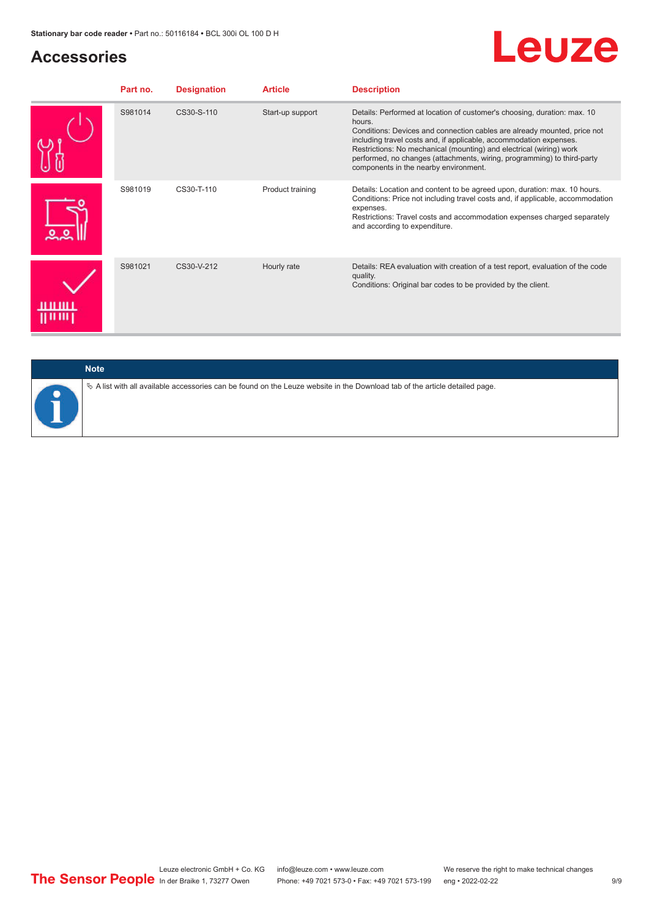## Accessories

| | Part no. | Designation | Article | Description |
|---|---|---|---|---|
| | S981014 | CS30-S-110 | Start-up support | Details: Performed at location of customer's choosing, duration: max. 10 hours.<br>Conditions: Devices and connection cables are already mounted, price not including travel costs and, if applicable, accommodation expenses.<br>Restrictions: No mechanical (mounting) and electrical (wiring) work performed, no changes (attachments, wiring, programming) to third-party components in the nearby environment. |
| | S981019 | CS30-T-110 | Product training | Details: Location and content to be agreed upon, duration: max. 10 hours.<br>Conditions: Price not including travel costs and, if applicable, accommodation expenses.<br>Restrictions: Travel costs and accommodation expenses charged separately and according to expenditure. |
| | S981021 | CS30-V-212 | Hourly rate | Details: REA evaluation with creation of a test report, evaluation of the code quality.<br>Conditions: Original bar codes to be provided by the client. |

**Note**

↳ A list with all available accessories can be found on the Leuze website in the Download tab of the article detailed page.